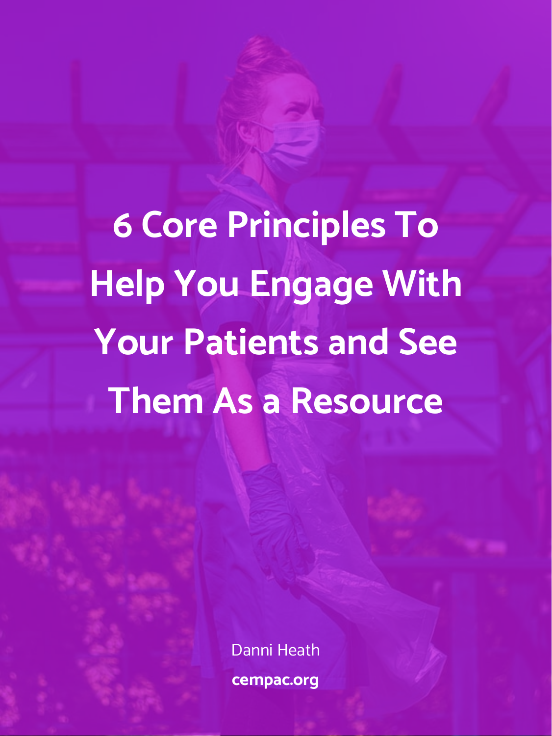# 6 Core Principles To Help You Engage With Your Patients and See Them As a Resource

Danni Heath

**cempac.org**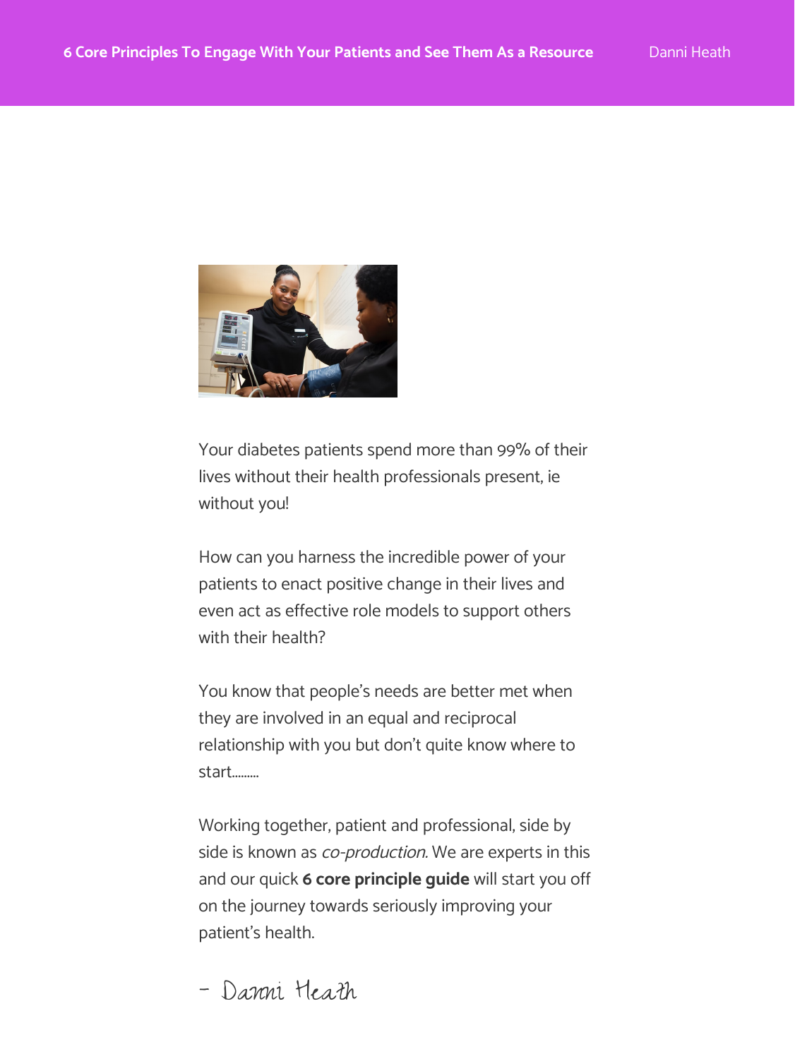Your diabetes patients spend more than 99% of their lives without their health professionals present, ie without you!

How can you harness the incredible power of your patients to enact positive change in their lives and even act as effective role models to support others with their health?

You know that people's needs are better met when they are involved in an equal and reciprocal relationship with you but don't quite know where to start.........

Working together, patient and professional, side by side is known as *co-production.* We are experts in this and our quick **6 core principle guide** will start you off on the journey towards seriously improving your patient's health.

- Danni Heath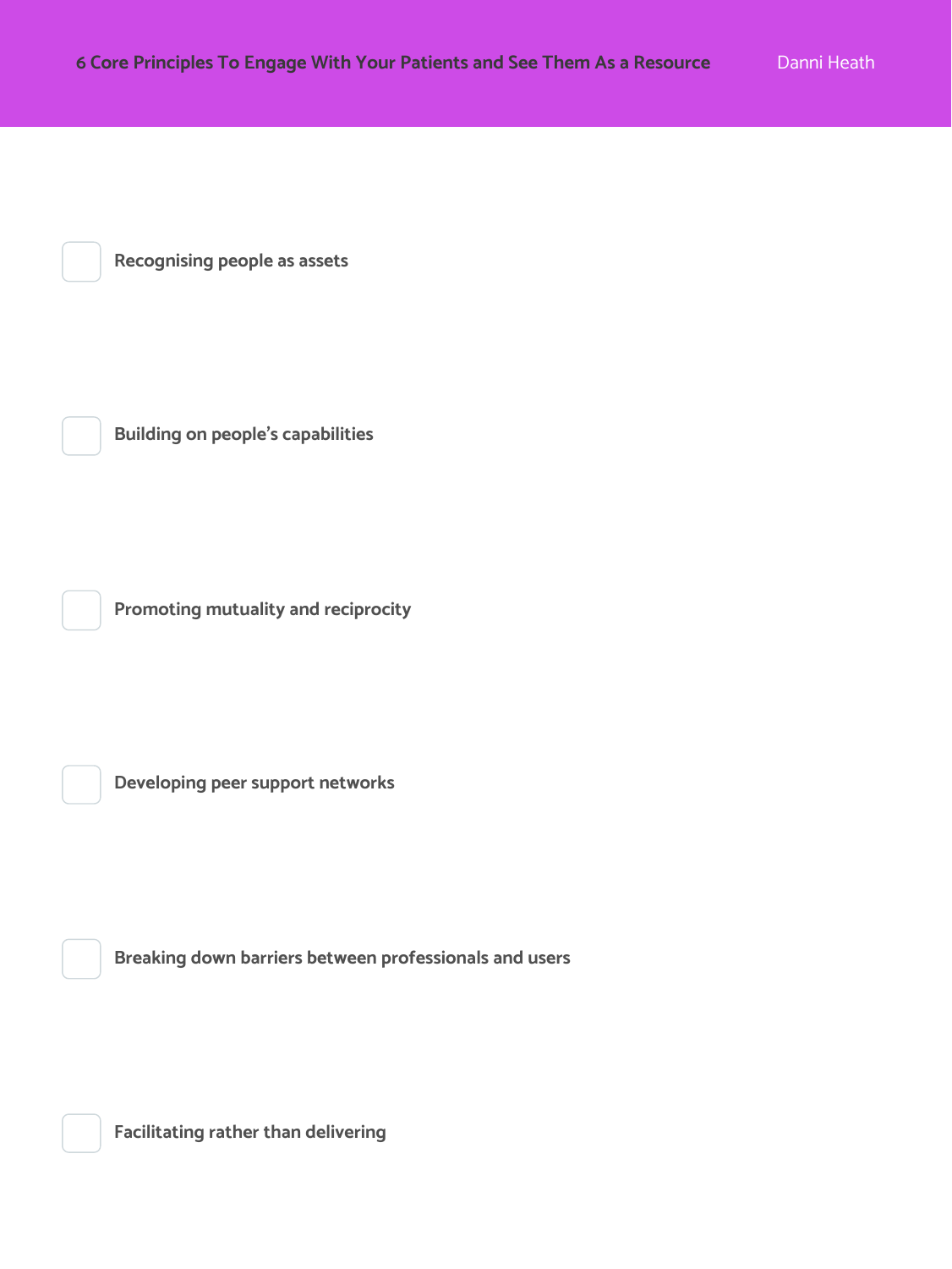# 6 Core Principles To Engage With Your Patients and See Them As a Resource

- [ ] **Recognising people as assets**

- [ ] **Building on people's capabilities**

- [ ] **Promoting mutuality and reciprocity**

- [ ] **Developing peer support networks**

- [ ] **Breaking down barriers between professionals and users**

- [ ] **Facilitating rather than delivering**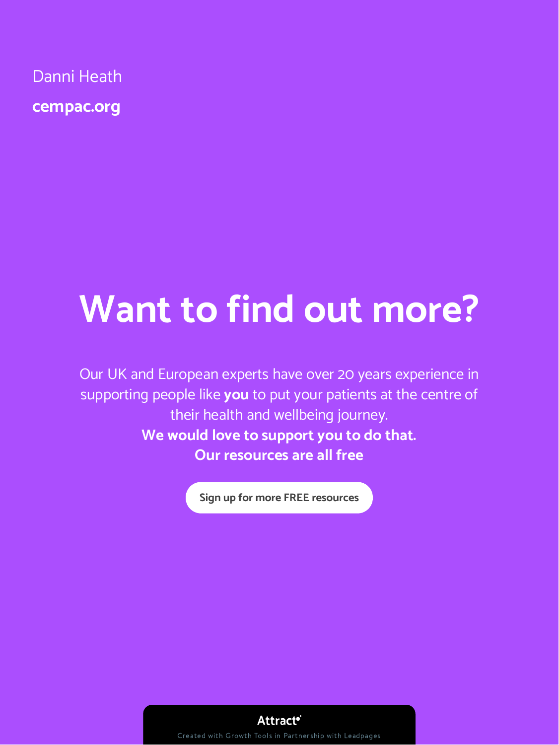Danni Heath

**cempac.org**

# Want to find out more?

Our UK and European experts have over 20 years experience in supporting people like **you** to put your patients at the centre of their health and wellbeing journey.

**We would love to support you to do that.**

**Our resources are all free**

Sign up for more FREE resources

Attract

Created with Growth Tools in Partnership with Leadpages